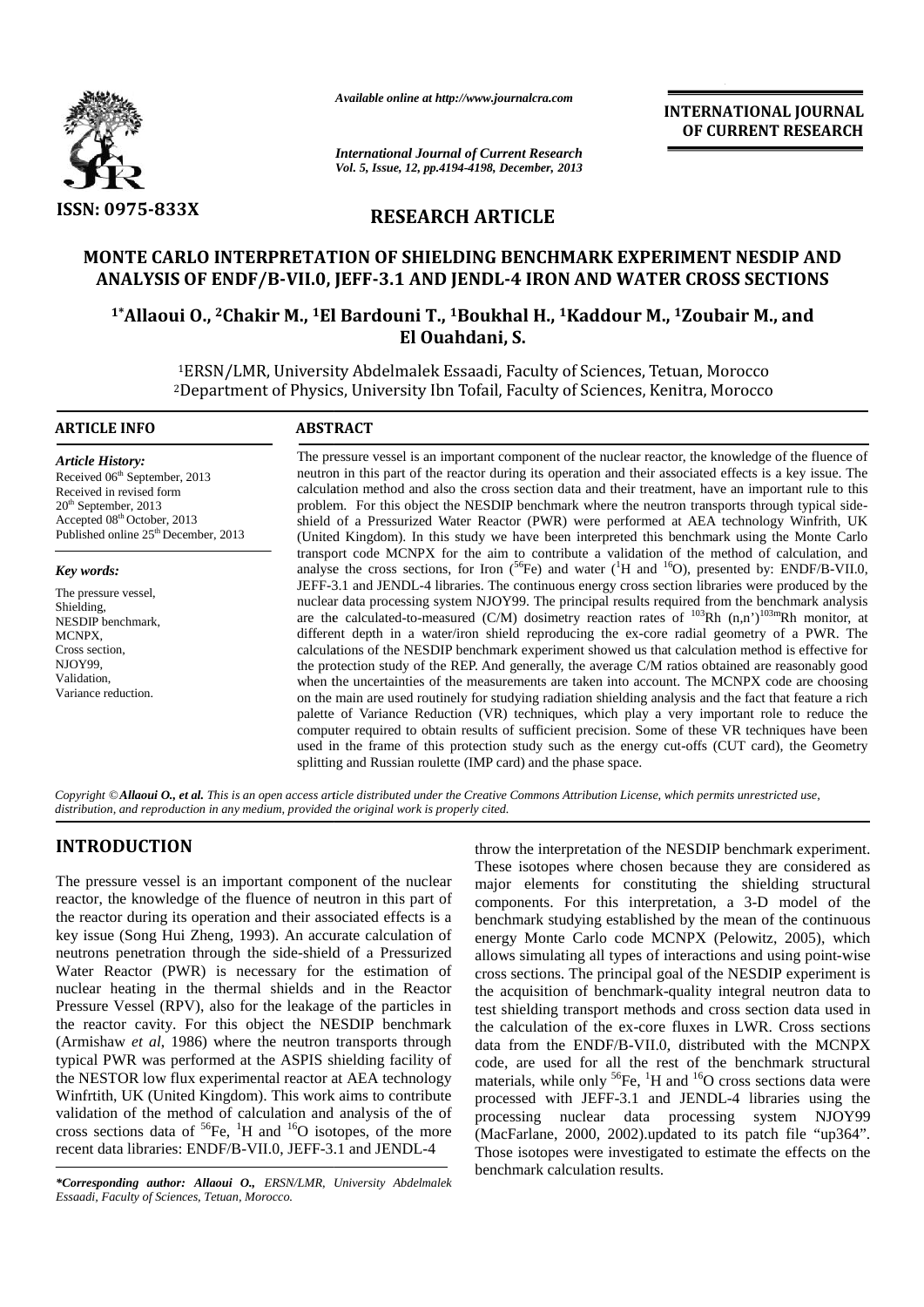*Available online at http://www.journalcra.com*

*International Journal of Current Research*
*Vol. 5, Issue, 12, pp.4194-4198, December, 2013*

**INTERNATIONAL JOURNAL OF CURRENT RESEARCH**

**ISSN: 0975-833X**

## RESEARCH ARTICLE

# MONTE CARLO INTERPRETATION OF SHIELDING BENCHMARK EXPERIMENT NESDIP AND ANALYSIS OF ENDF/B-VII.0, JEFF-3.1 AND JENDL-4 IRON AND WATER CROSS SECTIONS

**[1*]Allaoui O., [2]Chakir M., [1]El Bardouni T., [1]Boukhal H., [1]Kaddour M., [1]Zoubair M., and El Ouahdani, S.**

[1]ERSN/LMR, University Abdelmalek Essaadi, Faculty of Sciences, Tetuan, Morocco
[2]Department of Physics, University Ibn Tofail, Faculty of Sciences, Kenitra, Morocco

### ARTICLE INFO

***Article History:***
Received 06[th] September, 2013
Received in revised form 20[th] September, 2013
Accepted 08[th] October, 2013
Published online 25[th] December, 2013

***Key words:***
The pressure vessel,
Shielding,
NESDIP benchmark,
MCNPX,
Cross section,
NJOY99,
Validation,
Variance reduction.

### ABSTRACT

The pressure vessel is an important component of the nuclear reactor, the knowledge of the fluence of neutron in this part of the reactor during its operation and their associated effects is a key issue. The calculation method and also the cross section data and their treatment, have an important rule to this problem. For this object the NESDIP benchmark where the neutron transports through typical side-shield of a Pressurized Water Reactor (PWR) were performed at AEA technology Winfrith, UK (United Kingdom). In this study we have been interpreted this benchmark using the Monte Carlo transport code MCNPX for the aim to contribute a validation of the method of calculation, and analyse the cross sections, for Iron ($^{56}$Fe) and water ($^{1}$H and $^{16}$O), presented by: ENDF/B-VII.0, JEFF-3.1 and JENDL-4 libraries. The continuous energy cross section libraries were produced by the nuclear data processing system NJOY99. The principal results required from the benchmark analysis are the calculated-to-measured (C/M) dosimetry reaction rates of $^{103}$Rh (n,n')$^{103m}$Rh monitor, at different depth in a water/iron shield reproducing the ex-core radial geometry of a PWR. The calculations of the NESDIP benchmark experiment showed us that calculation method is effective for the protection study of the REP. And generally, the average C/M ratios obtained are reasonably good when the uncertainties of the measurements are taken into account. The MCNPX code are choosing on the main are used routinely for studying radiation shielding analysis and the fact that feature a rich palette of Variance Reduction (VR) techniques, which play a very important role to reduce the computer required to obtain results of sufficient precision. Some of these VR techniques have been used in the frame of this protection study such as the energy cut-offs (CUT card), the Geometry splitting and Russian roulette (IMP card) and the phase space.

*Copyright © **Allaoui O., et al.** This is an open access article distributed under the Creative Commons Attribution License, which permits unrestricted use, distribution, and reproduction in any medium, provided the original work is properly cited.*

## INTRODUCTION

The pressure vessel is an important component of the nuclear reactor, the knowledge of the fluence of neutron in this part of the reactor during its operation and their associated effects is a key issue (Song Hui Zheng, 1993). An accurate calculation of neutrons penetration through the side-shield of a Pressurized Water Reactor (PWR) is necessary for the estimation of nuclear heating in the thermal shields and in the Reactor Pressure Vessel (RPV), also for the leakage of the particles in the reactor cavity. For this object the NESDIP benchmark (Armishaw *et al*, 1986) where the neutron transports through typical PWR was performed at the ASPIS shielding facility of the NESTOR low flux experimental reactor at AEA technology Winfrtith, UK (United Kingdom). This work aims to contribute validation of the method of calculation and analysis of the of cross sections data of $^{56}$Fe, $^{1}$H and $^{16}$O isotopes, of the more recent data libraries: ENDF/B-VII.0, JEFF-3.1 and JENDL-4 throw the interpretation of the NESDIP benchmark experiment. These isotopes where chosen because they are considered as major elements for constituting the shielding structural components. For this interpretation, a 3-D model of the benchmark studying established by the mean of the continuous energy Monte Carlo code MCNPX (Pelowitz, 2005), which allows simulating all types of interactions and using point-wise cross sections. The principal goal of the NESDIP experiment is the acquisition of benchmark-quality integral neutron data to test shielding transport methods and cross section data used in the calculation of the ex-core fluxes in LWR. Cross sections data from the ENDF/B-VII.0, distributed with the MCNPX code, are used for all the rest of the benchmark structural materials, while only $^{56}$Fe, $^{1}$H and $^{16}$O cross sections data were processed with JEFF-3.1 and JENDL-4 libraries using the processing nuclear data processing system NJOY99 (MacFarlane, 2000, 2002).updated to its patch file "up364". Those isotopes were investigated to estimate the effects on the benchmark calculation results.

***Corresponding author: Allaoui O.,** *ERSN/LMR, University Abdelmalek Essaadi, Faculty of Sciences, Tetuan, Morocco.*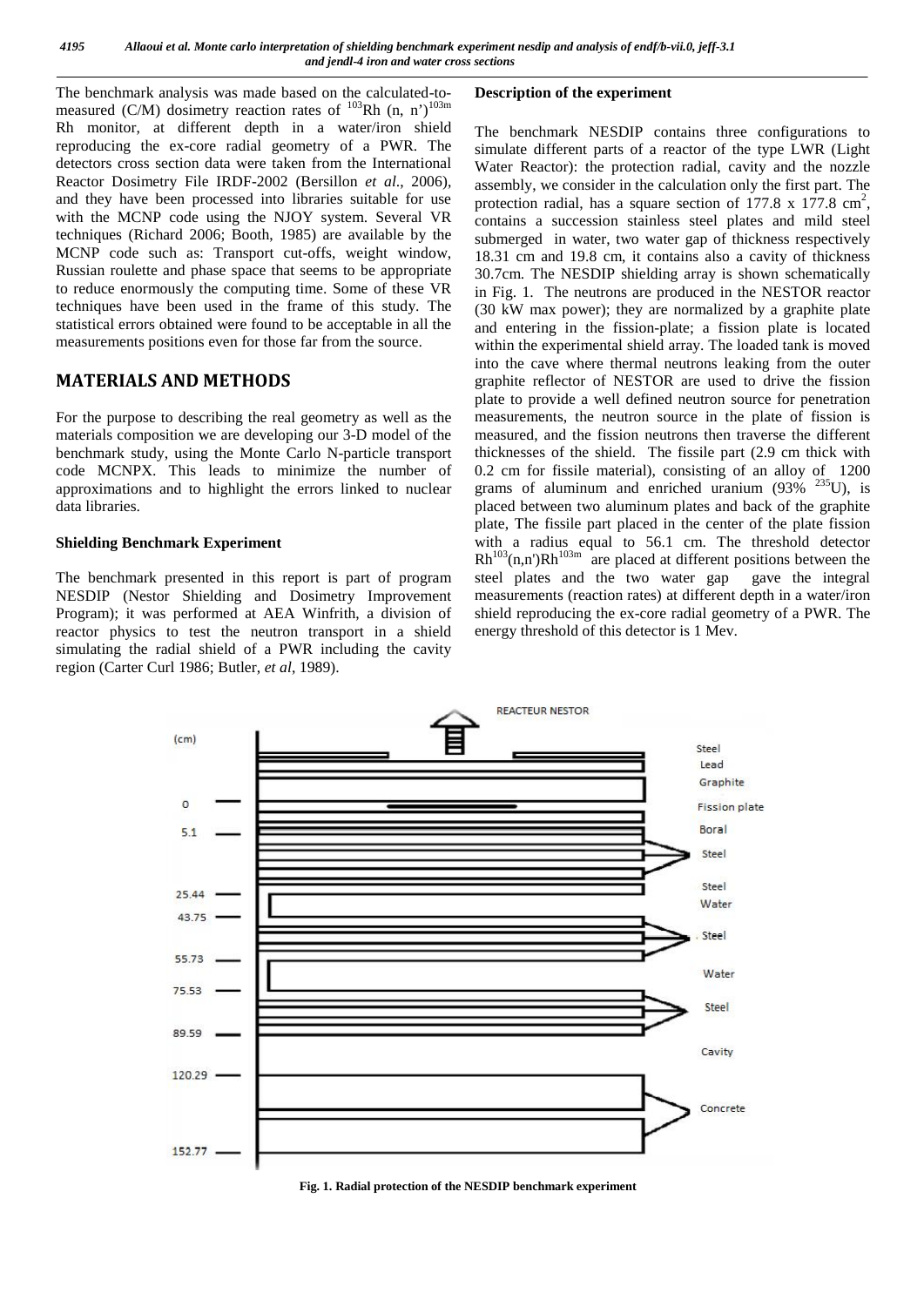The benchmark analysis was made based on the calculated-to-measured (C/M) dosimetry reaction rates of $^{103}Rh\ (n, n')^{103m}$ Rh monitor, at different depth in a water/iron shield reproducing the ex-core radial geometry of a PWR. The detectors cross section data were taken from the International Reactor Dosimetry File IRDF-2002 (Bersillon *et al*., 2006), and they have been processed into libraries suitable for use with the MCNP code using the NJOY system. Several VR techniques (Richard 2006; Booth, 1985) are available by the MCNP code such as: Transport cut-offs, weight window, Russian roulette and phase space that seems to be appropriate to reduce enormously the computing time. Some of these VR techniques have been used in the frame of this study. The statistical errors obtained were found to be acceptable in all the measurements positions even for those far from the source.

## MATERIALS AND METHODS

For the purpose to describing the real geometry as well as the materials composition we are developing our 3-D model of the benchmark study, using the Monte Carlo N-particle transport code MCNPX. This leads to minimize the number of approximations and to highlight the errors linked to nuclear data libraries.

### Shielding Benchmark Experiment

The benchmark presented in this report is part of program NESDIP (Nestor Shielding and Dosimetry Improvement Program); it was performed at AEA Winfrith, a division of reactor physics to test the neutron transport in a shield simulating the radial shield of a PWR including the cavity region (Carter Curl 1986; Butler, *et al*, 1989).

### Description of the experiment

The benchmark NESDIP contains three configurations to simulate different parts of a reactor of the type LWR (Light Water Reactor): the protection radial, cavity and the nozzle assembly, we consider in the calculation only the first part. The protection radial, has a square section of 177.8 x 177.8 $cm^2$, contains a succession stainless steel plates and mild steel submerged in water, two water gap of thickness respectively 18.31 cm and 19.8 cm, it contains also a cavity of thickness 30.7cm. The NESDIP shielding array is shown schematically in Fig. 1. The neutrons are produced in the NESTOR reactor (30 kW max power); they are normalized by a graphite plate and entering in the fission-plate; a fission plate is located within the experimental shield array. The loaded tank is moved into the cave where thermal neutrons leaking from the outer graphite reflector of NESTOR are used to drive the fission plate to provide a well defined neutron source for penetration measurements, the neutron source in the plate of fission is measured, and the fission neutrons then traverse the different thicknesses of the shield. The fissile part (2.9 cm thick with 0.2 cm for fissile material), consisting of an alloy of 1200 grams of aluminum and enriched uranium (93% $^{235}U$), is placed between two aluminum plates and back of the graphite plate, The fissile part placed in the center of the plate fission with a radius equal to 56.1 cm. The threshold detector $Rh^{103}(n,n')Rh^{103m}$ are placed at different positions between the steel plates and the two water gap gave the integral measurements (reaction rates) at different depth in a water/iron shield reproducing the ex-core radial geometry of a PWR. The energy threshold of this detector is 1 Mev.

REACTEUR NESTOR

| (cm) | Layer |
|---|---|
| | Steel |
| | Lead |
| | Graphite |
| 0 | Fission plate |
| 5.1 | Boral |
| | Steel |
| 25.44 | Steel |
| | Water |
| 43.75 | Steel |
| 55.73 | Water |
| 75.53 | Steel |
| 89.59 | Cavity |
| 120.29 | Concrete |
| 152.77 | |

**Fig. 1. Radial protection of the NESDIP benchmark experiment**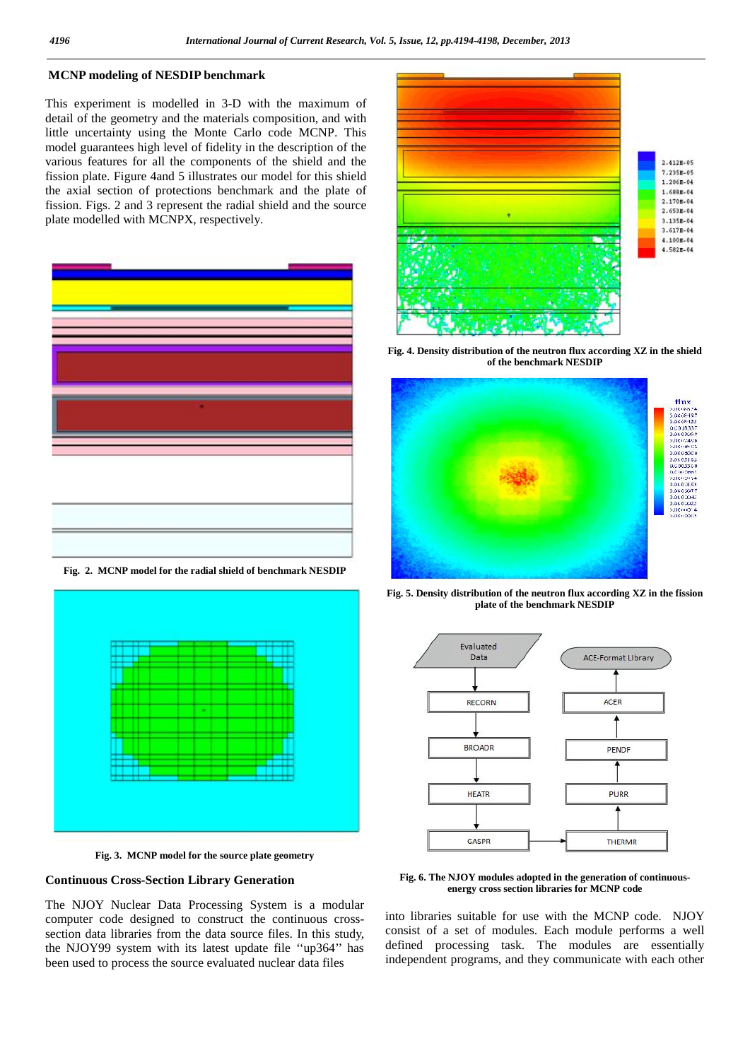## MCNP modeling of NESDIP benchmark

This experiment is modelled in 3-D with the maximum of detail of the geometry and the materials composition, and with little uncertainty using the Monte Carlo code MCNP. This model guarantees high level of fidelity in the description of the various features for all the components of the shield and the fission plate. Figure 4and 5 illustrates our model for this shield the axial section of protections benchmark and the plate of fission. Figs. 2 and 3 represent the radial shield and the source plate modelled with MCNPX, respectively.

**Fig. 2. MCNP model for the radial shield of benchmark NESDIP**

**Fig. 3. MCNP model for the source plate geometry**

**Fig. 4. Density distribution of the neutron flux according XZ in the shield of the benchmark NESDIP**

**Fig. 5. Density distribution of the neutron flux according XZ in the fission plate of the benchmark NESDIP**

**Fig. 6. The NJOY modules adopted in the generation of continuous-energy cross section libraries for MCNP code**

## Continuous Cross-Section Library Generation

The NJOY Nuclear Data Processing System is a modular computer code designed to construct the continuous cross-section data libraries from the data source files. In this study, the NJOY99 system with its latest update file ''up364'' has been used to process the source evaluated nuclear data files into libraries suitable for use with the MCNP code. NJOY consist of a set of modules. Each module performs a well defined processing task. The modules are essentially independent programs, and they communicate with each other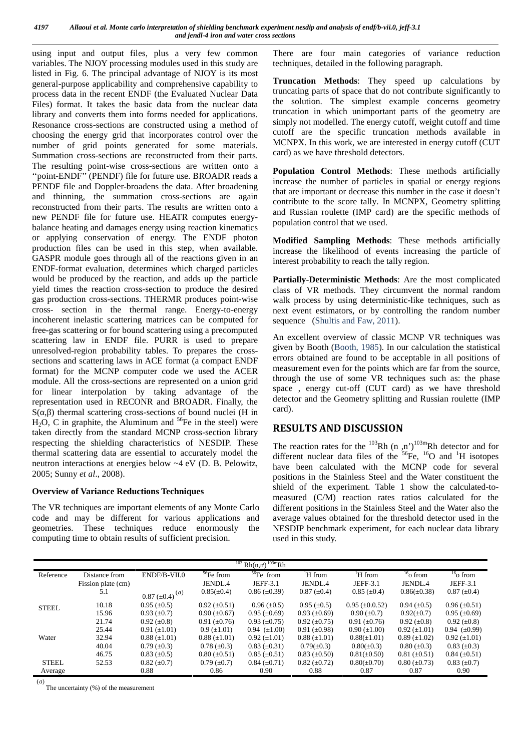using input and output files, plus a very few common variables. The NJOY processing modules used in this study are listed in Fig. 6. The principal advantage of NJOY is its most general-purpose applicability and comprehensive capability to process data in the recent ENDF (the Evaluated Nuclear Data Files) format. It takes the basic data from the nuclear data library and converts them into forms needed for applications. Resonance cross-sections are constructed using a method of choosing the energy grid that incorporates control over the number of grid points generated for some materials. Summation cross-sections are reconstructed from their parts. The resulting point-wise cross-sections are written onto a ''point-ENDF'' (PENDF) file for future use. BROADR reads a PENDF file and Doppler-broadens the data. After broadening and thinning, the summation cross-sections are again reconstructed from their parts. The results are written onto a new PENDF file for future use. HEATR computes energy-balance heating and damages energy using reaction kinematics or applying conservation of energy. The ENDF photon production files can be used in this step, when available. GASPR module goes through all of the reactions given in an ENDF-format evaluation, determines which charged particles would be produced by the reaction, and adds up the particle yield times the reaction cross-section to produce the desired gas production cross-sections. THERMR produces point-wise cross- section in the thermal range. Energy-to-energy incoherent inelastic scattering matrices can be computed for free-gas scattering or for bound scattering using a precomputed scattering law in ENDF file. PURR is used to prepare unresolved-region probability tables. To prepares the cross-sections and scattering laws in ACE format (a compact ENDF format) for the MCNP computer code we used the ACER module. All the cross-sections are represented on a union grid for linear interpolation by taking advantage of the representation used in RECONR and BROADR. Finally, the S(α,β) thermal scattering cross-sections of bound nuclei (H in $H_2O$, C in graphite, the Aluminum and $^{56}$Fe in the steel) were taken directly from the standard MCNP cross-section library respecting the shielding characteristics of NESDIP. These thermal scattering data are essential to accurately model the neutron interactions at energies below ~4 eV (D. B. Pelowitz, 2005; Sunny *et al*., 2008).

### Overview of Variance Reductions Techniques

The VR techniques are important elements of any Monte Carlo code and may be different for various applications and geometries. These techniques reduce enormously the computing time to obtain results of sufficient precision.

There are four main categories of variance reduction techniques, detailed in the following paragraph.

**Truncation Methods**: They speed up calculations by truncating parts of space that do not contribute significantly to the solution. The simplest example concerns geometry truncation in which unimportant parts of the geometry are simply not modelled. The energy cutoff, weight cutoff and time cutoff are the specific truncation methods available in MCNPX. In this work, we are interested in energy cutoff (CUT card) as we have threshold detectors.

**Population Control Methods**: These methods artificially increase the number of particles in spatial or energy regions that are important or decrease this number in the case it doesn't contribute to the score tally. In MCNPX, Geometry splitting and Russian roulette (IMP card) are the specific methods of population control that we used.

**Modified Sampling Methods**: These methods artificially increase the likelihood of events increasing the particle of interest probability to reach the tally region.

**Partially-Deterministic Methods**: Are the most complicated class of VR methods. They circumvent the normal random walk process by using deterministic-like techniques, such as next event estimators, or by controlling the random number sequence (Shultis and Faw, 2011).

An excellent overview of classic MCNP VR techniques was given by Booth (Booth, 1985). In our calculation the statistical errors obtained are found to be acceptable in all positions of measurement even for the points which are far from the source, through the use of some VR techniques such as: the phase space , energy cut-off (CUT card) as we have threshold detector and the Geometry splitting and Russian roulette (IMP card).

## RESULTS AND DISCUSSION

The reaction rates for the $^{103}$Rh (n ,n')$^{103m}$Rh detector and for different nuclear data files of the $^{56}$Fe, $^{16}$O and $^{1}$H isotopes have been calculated with the MCNP code for several positions in the Stainless Steel and the Water constituent the shield of the experiment. Table 1 show the calculated-to-measured (C/M) reaction rates ratios calculated for the different positions in the Stainless Steel and the Water also the average values obtained for the threshold detector used in the NESDIP benchmark experiment, for each nuclear data library used in this study.

| $^{103}$Rh(n,n')$^{103m}$Rh | | | | | | | | |
|---|---|---|---|---|---|---|---|---|
| Reference | Distance from Fission plate (cm) | ENDF/B-VII.0 | $^{56}$Fe from JENDL.4 | $^{56}$Fe from JEFF-3.1 | $^{1}$H from JENDL.4 | $^{1}$H from JEFF-3.1 | $^{16}$o from JENDL.4 | $^{16}$o from JEFF-3.1 |
| STEEL | 5.1 | 0.87 (±0.4) [(a)] | 0.85(±0.4) | 0.86 (±0.39) | 0.87 (±0.4) | 0.85 (±0.4) | 0.86(±0.38) | 0.87 (±0.4) |
| | 10.18 | 0.95 (±0.5) | 0.92 (±0.51) | 0.96 (±0.5) | 0.95 (±0.5) | 0.95 (±0.0.52) | 0.94 (±0.5) | 0.96 (±0.51) |
| | 15.96 | 0.93 (±0.7) | 0.90 (±0.67) | 0.95 (±0.69) | 0.93 (±0.69) | 0.90 (±0.7) | 0.92(±0.7) | 0.95 (±0.69) |
| | 21.74 | 0.92 (±0.8) | 0.91 (±0.76) | 0.93 (±0.75) | 0.92 (±0.75) | 0.91 (±0.76) | 0.92 (±0.8) | 0.92 (±0.8) |
| Water | 25.44 | 0.91 (±1.01) | 0.9 (±1.01) | 0.94 (±1.00) | 0.91 (±0.98) | 0.90 (±1.00) | 0.92 (±1.01) | 0.94 (±0.99) |
| | 32.94 | 0.88 (±1.01) | 0.88 (±1.01) | 0.92 (±1.01) | 0.88 (±1.01) | 0.88(±1.01) | 0.89 (±1.02) | 0.92 (±1.01) |
| | 40.04 | 0.79 (±0.3) | 0.78 (±0.3) | 0.83 (±0.31) | 0.79(±0.3) | 0.80(±0.3) | 0.80 (±0.3) | 0.83 (±0.3) |
| | 46.75 | 0.83 (±0.5) | 0.80 (±0.51) | 0.85 (±0.51) | 0.83 (±0.50) | 0.81(±0.50) | 0.81 (±0.51) | 0.84 (±0.51) |
| STEEL | 52.53 | 0.82 (±0.7) | 0.79 (±0.7) | 0.84 (±0.71) | 0.82 (±0.72) | 0.80(±0.70) | 0.80 (±0.73) | 0.83 (±0.7) |
| Average | | 0.88 | 0.86 | 0.90 | 0.88 | 0.87 | 0.87 | 0.90 |

(a) The uncertainty (%) of the measurement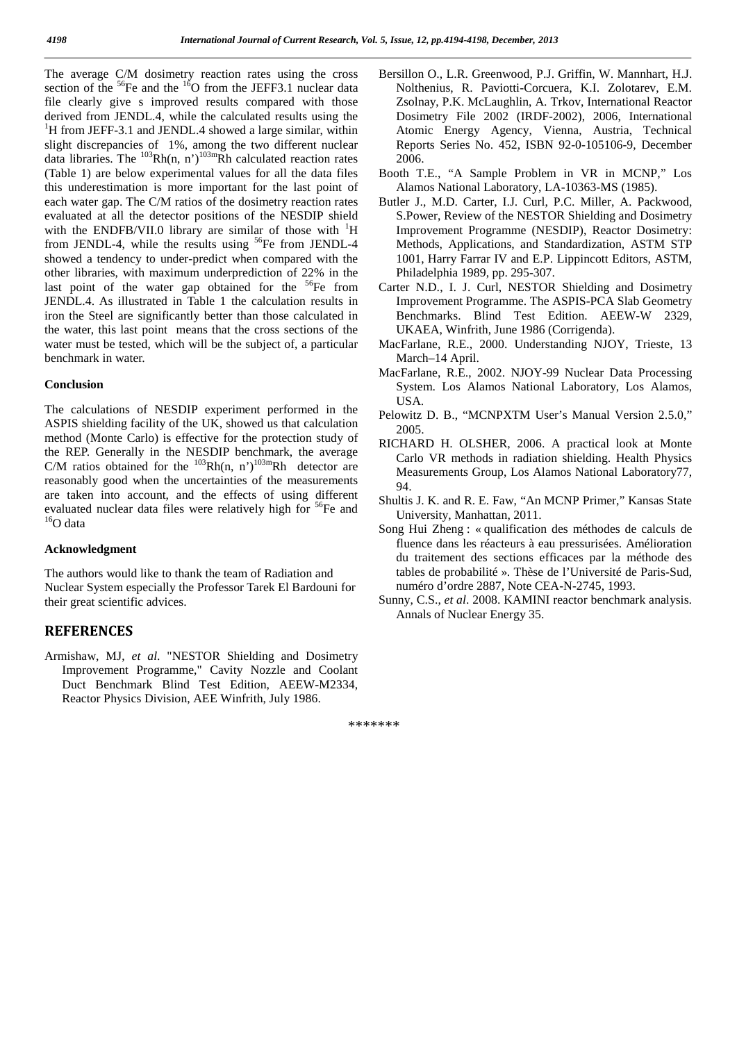The average C/M dosimetry reaction rates using the cross section of the $^{56}$Fe and the $^{16}$O from the JEFF3.1 nuclear data file clearly give s improved results compared with those derived from JENDL.4, while the calculated results using the $^{1}$H from JEFF-3.1 and JENDL.4 showed a large similar, within slight discrepancies of 1%, among the two different nuclear data libraries. The $^{103}$Rh(n, n')$^{103m}$Rh calculated reaction rates (Table 1) are below experimental values for all the data files this underestimation is more important for the last point of each water gap. The C/M ratios of the dosimetry reaction rates evaluated at all the detector positions of the NESDIP shield with the ENDFB/VII.0 library are similar of those with $^{1}$H from JENDL-4, while the results using $^{56}$Fe from JENDL-4 showed a tendency to under-predict when compared with the other libraries, with maximum underprediction of 22% in the last point of the water gap obtained for the $^{56}$Fe from JENDL.4. As illustrated in Table 1 the calculation results in iron the Steel are significantly better than those calculated in the water, this last point means that the cross sections of the water must be tested, which will be the subject of, a particular benchmark in water.

### Conclusion

The calculations of NESDIP experiment performed in the ASPIS shielding facility of the UK, showed us that calculation method (Monte Carlo) is effective for the protection study of the REP. Generally in the NESDIP benchmark, the average C/M ratios obtained for the $^{103}$Rh(n, n')$^{103m}$Rh detector are reasonably good when the uncertainties of the measurements are taken into account, and the effects of using different evaluated nuclear data files were relatively high for $^{56}$Fe and $^{16}$O data

### Acknowledgment

The authors would like to thank the team of Radiation and Nuclear System especially the Professor Tarek El Bardouni for their great scientific advices.

## REFERENCES

Armishaw, MJ, *et al.* "NESTOR Shielding and Dosimetry Improvement Programme," Cavity Nozzle and Coolant Duct Benchmark Blind Test Edition, AEEW-M2334, Reactor Physics Division, AEE Winfrith, July 1986.

Bersillon O., L.R. Greenwood, P.J. Griffin, W. Mannhart, H.J. Nolthenius, R. Paviotti-Corcuera, K.I. Zolotarev, E.M. Zsolnay, P.K. McLaughlin, A. Trkov, International Reactor Dosimetry File 2002 (IRDF-2002), 2006, International Atomic Energy Agency, Vienna, Austria, Technical Reports Series No. 452, ISBN 92-0-105106-9, December 2006.

Booth T.E., "A Sample Problem in VR in MCNP," Los Alamos National Laboratory, LA-10363-MS (1985).

Butler J., M.D. Carter, I.J. Curl, P.C. Miller, A. Packwood, S.Power, Review of the NESTOR Shielding and Dosimetry Improvement Programme (NESDIP), Reactor Dosimetry: Methods, Applications, and Standardization, ASTM STP 1001, Harry Farrar IV and E.P. Lippincott Editors, ASTM, Philadelphia 1989, pp. 295-307.

Carter N.D., I. J. Curl, NESTOR Shielding and Dosimetry Improvement Programme. The ASPIS-PCA Slab Geometry Benchmarks. Blind Test Edition. AEEW-W 2329, UKAEA, Winfrith, June 1986 (Corrigenda).

MacFarlane, R.E., 2000. Understanding NJOY, Trieste, 13 March–14 April.

MacFarlane, R.E., 2002. NJOY-99 Nuclear Data Processing System. Los Alamos National Laboratory, Los Alamos, USA.

Pelowitz D. B., "MCNPXTM User's Manual Version 2.5.0," 2005.

RICHARD H. OLSHER, 2006. A practical look at Monte Carlo VR methods in radiation shielding. Health Physics Measurements Group, Los Alamos National Laboratory77, 94.

Shultis J. K. and R. E. Faw, "An MCNP Primer," Kansas State University, Manhattan, 2011.

Song Hui Zheng : « qualification des méthodes de calculs de fluence dans les réacteurs à eau pressurisées. Amélioration du traitement des sections efficaces par la méthode des tables de probabilité ». Thèse de l'Université de Paris-Sud, numéro d'ordre 2887, Note CEA-N-2745, 1993.

Sunny, C.S., *et al*. 2008. KAMINI reactor benchmark analysis. Annals of Nuclear Energy 35.

*******